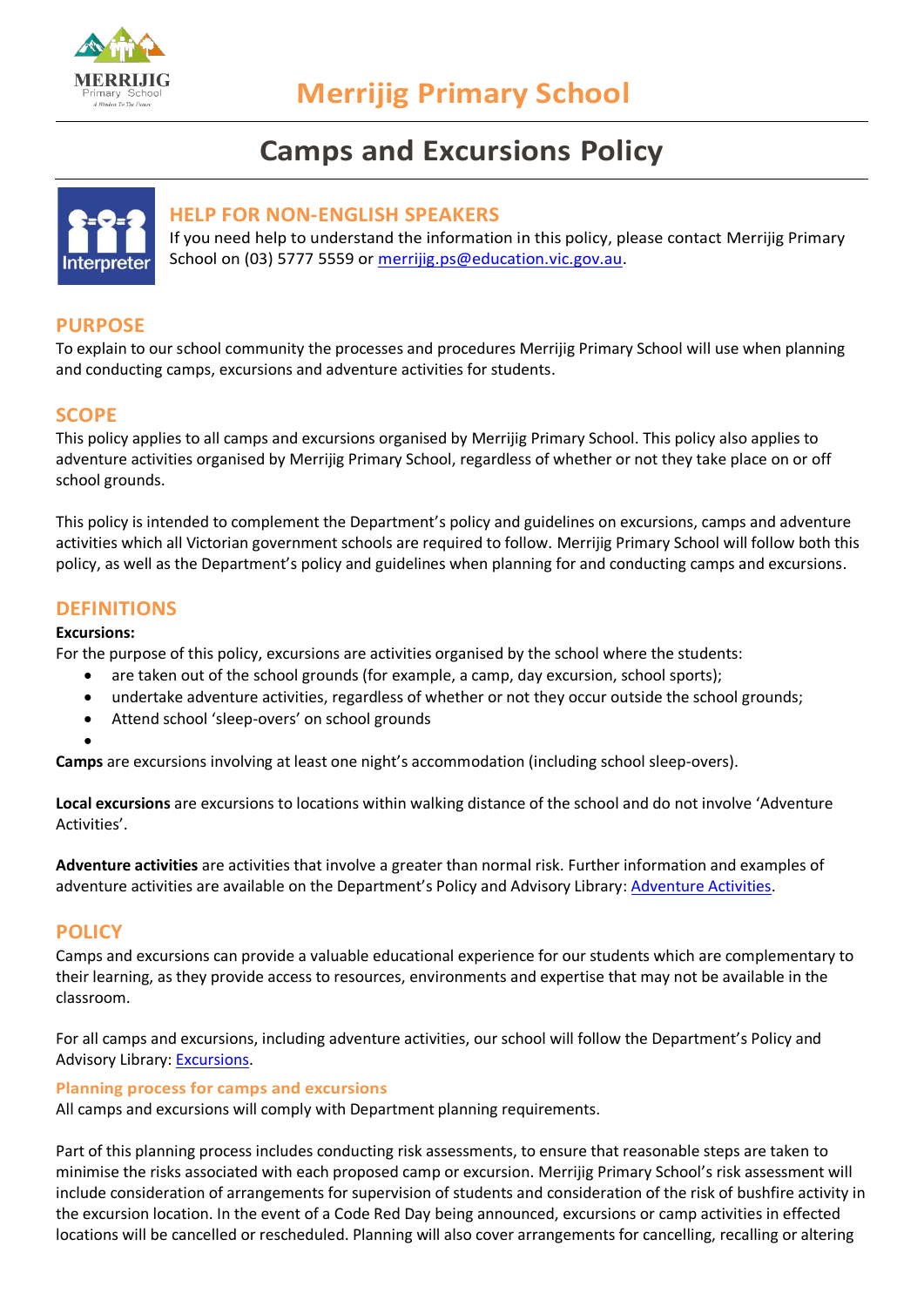# Merrijig Primary School

## Camps and Excursions Policy

## HELP FOR NON-ENGLISH SPEAKERS

If you need help to understand the information in this policy, please contact Merrijig Primary School on (03) 5777 5559 or [merrijig.ps@education.vic.gov.au](mailto:merrijig.ps@education.vic.gov.au).

## PURPOSE

To explain to our school community the processes and procedures Merrijig Primary School will use when planning and conducting camps, excursions and adventure activities for students.

## SCOPE

This policy applies to all camps and excursions organised by Merrijig Primary School. This policy also applies to adventure activities organised by Merrijig Primary School, regardless of whether or not they take place on or off school grounds.

This policy is intended to complement the Department's policy and guidelines on excursions, camps and adventure activities which all Victorian government schools are required to follow. Merrijig Primary School will follow both this policy, as well as the Department's policy and guidelines when planning for and conducting camps and excursions.

## DEFINITIONS

**Excursions:**

For the purpose of this policy, excursions are activities organised by the school where the students:

- are taken out of the school grounds (for example, a camp, day excursion, school sports);
- undertake adventure activities, regardless of whether or not they occur outside the school grounds;
- Attend school 'sleep-overs' on school grounds
- 

**Camps** are excursions involving at least one night's accommodation (including school sleep-overs).

**Local excursions** are excursions to locations within walking distance of the school and do not involve 'Adventure Activities'.

**Adventure activities** are activities that involve a greater than normal risk. Further information and examples of adventure activities are available on the Department's Policy and Advisory Library: [Adventure Activities](#).

## POLICY

Camps and excursions can provide a valuable educational experience for our students which are complementary to their learning, as they provide access to resources, environments and expertise that may not be available in the classroom.

For all camps and excursions, including adventure activities, our school will follow the Department's Policy and Advisory Library: [Excursions](#).

### Planning process for camps and excursions

All camps and excursions will comply with Department planning requirements.

Part of this planning process includes conducting risk assessments, to ensure that reasonable steps are taken to minimise the risks associated with each proposed camp or excursion. Merrijig Primary School's risk assessment will include consideration of arrangements for supervision of students and consideration of the risk of bushfire activity in the excursion location. In the event of a Code Red Day being announced, excursions or camp activities in effected locations will be cancelled or rescheduled. Planning will also cover arrangements for cancelling, recalling or altering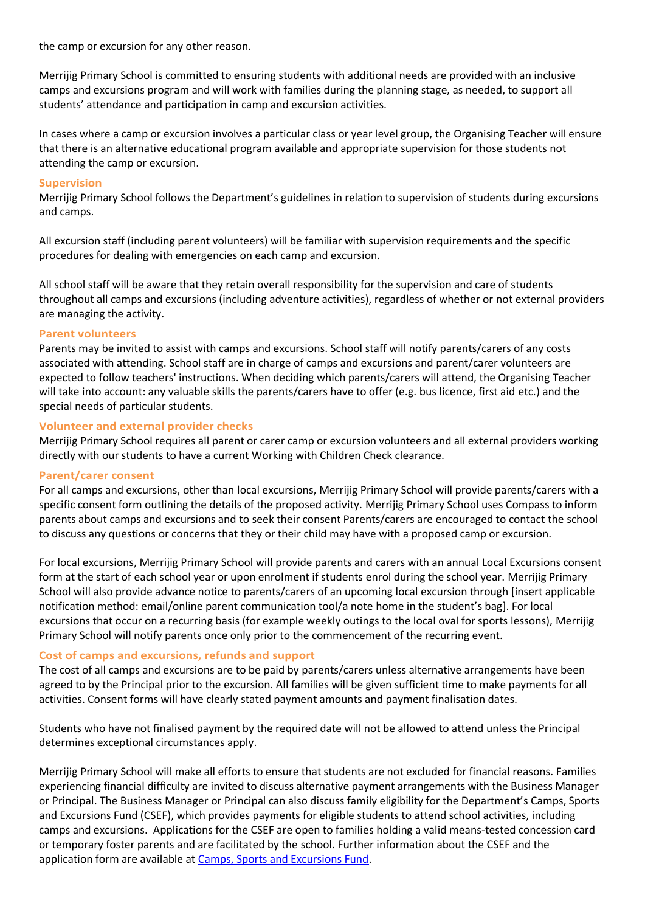the camp or excursion for any other reason.

Merrijig Primary School is committed to ensuring students with additional needs are provided with an inclusive camps and excursions program and will work with families during the planning stage, as needed, to support all students' attendance and participation in camp and excursion activities.

In cases where a camp or excursion involves a particular class or year level group, the Organising Teacher will ensure that there is an alternative educational program available and appropriate supervision for those students not attending the camp or excursion.

### Supervision

Merrijig Primary School follows the Department's guidelines in relation to supervision of students during excursions and camps.

All excursion staff (including parent volunteers) will be familiar with supervision requirements and the specific procedures for dealing with emergencies on each camp and excursion.

All school staff will be aware that they retain overall responsibility for the supervision and care of students throughout all camps and excursions (including adventure activities), regardless of whether or not external providers are managing the activity.

### Parent volunteers

Parents may be invited to assist with camps and excursions. School staff will notify parents/carers of any costs associated with attending. School staff are in charge of camps and excursions and parent/carer volunteers are expected to follow teachers' instructions. When deciding which parents/carers will attend, the Organising Teacher will take into account: any valuable skills the parents/carers have to offer (e.g. bus licence, first aid etc.) and the special needs of particular students.

### Volunteer and external provider checks

Merrijig Primary School requires all parent or carer camp or excursion volunteers and all external providers working directly with our students to have a current Working with Children Check clearance.

### Parent/carer consent

For all camps and excursions, other than local excursions, Merrijig Primary School will provide parents/carers with a specific consent form outlining the details of the proposed activity. Merrijig Primary School uses Compass to inform parents about camps and excursions and to seek their consent Parents/carers are encouraged to contact the school to discuss any questions or concerns that they or their child may have with a proposed camp or excursion.

For local excursions, Merrijig Primary School will provide parents and carers with an annual Local Excursions consent form at the start of each school year or upon enrolment if students enrol during the school year. Merrijig Primary School will also provide advance notice to parents/carers of an upcoming local excursion through [insert applicable notification method: email/online parent communication tool/a note home in the student's bag]. For local excursions that occur on a recurring basis (for example weekly outings to the local oval for sports lessons), Merrijig Primary School will notify parents once only prior to the commencement of the recurring event.

### Cost of camps and excursions, refunds and support

The cost of all camps and excursions are to be paid by parents/carers unless alternative arrangements have been agreed to by the Principal prior to the excursion. All families will be given sufficient time to make payments for all activities. Consent forms will have clearly stated payment amounts and payment finalisation dates.

Students who have not finalised payment by the required date will not be allowed to attend unless the Principal determines exceptional circumstances apply.

Merrijig Primary School will make all efforts to ensure that students are not excluded for financial reasons. Families experiencing financial difficulty are invited to discuss alternative payment arrangements with the Business Manager or Principal. The Business Manager or Principal can also discuss family eligibility for the Department's Camps, Sports and Excursions Fund (CSEF), which provides payments for eligible students to attend school activities, including camps and excursions. Applications for the CSEF are open to families holding a valid means-tested concession card or temporary foster parents and are facilitated by the school. Further information about the CSEF and the application form are available at [Camps, Sports and Excursions Fund](#).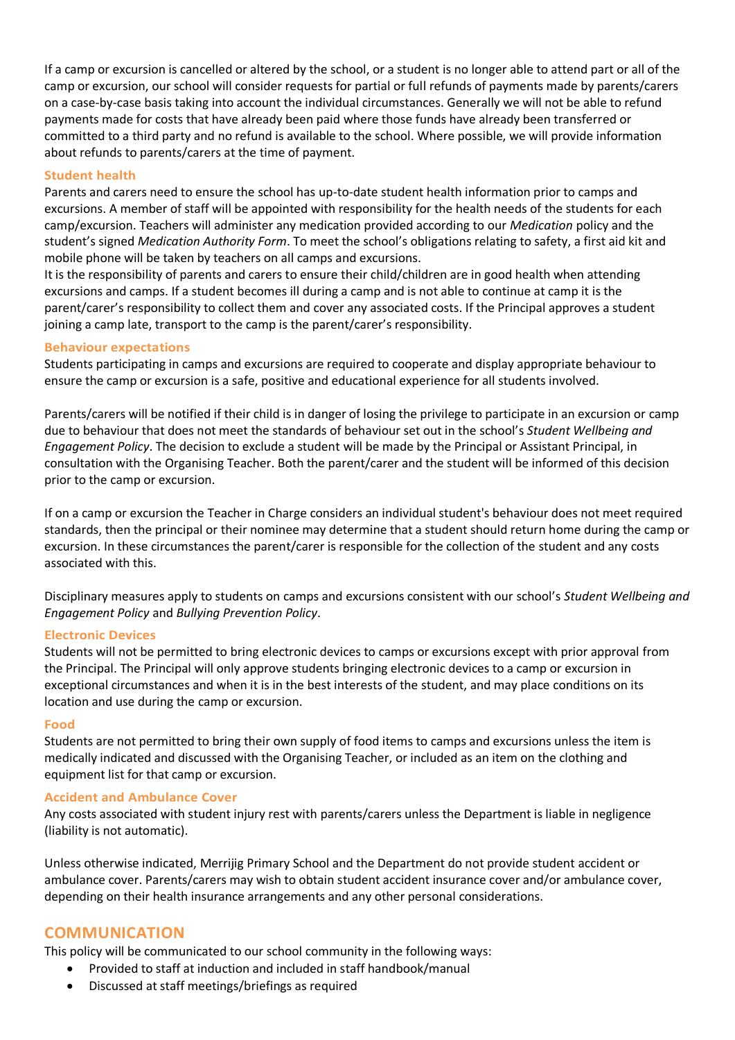If a camp or excursion is cancelled or altered by the school, or a student is no longer able to attend part or all of the camp or excursion, our school will consider requests for partial or full refunds of payments made by parents/carers on a case-by-case basis taking into account the individual circumstances. Generally we will not be able to refund payments made for costs that have already been paid where those funds have already been transferred or committed to a third party and no refund is available to the school. Where possible, we will provide information about refunds to parents/carers at the time of payment.

### Student health

Parents and carers need to ensure the school has up-to-date student health information prior to camps and excursions. A member of staff will be appointed with responsibility for the health needs of the students for each camp/excursion. Teachers will administer any medication provided according to our *Medication* policy and the student's signed *Medication Authority Form*. To meet the school's obligations relating to safety, a first aid kit and mobile phone will be taken by teachers on all camps and excursions.

It is the responsibility of parents and carers to ensure their child/children are in good health when attending excursions and camps. If a student becomes ill during a camp and is not able to continue at camp it is the parent/carer's responsibility to collect them and cover any associated costs. If the Principal approves a student joining a camp late, transport to the camp is the parent/carer's responsibility.

### Behaviour expectations

Students participating in camps and excursions are required to cooperate and display appropriate behaviour to ensure the camp or excursion is a safe, positive and educational experience for all students involved.

Parents/carers will be notified if their child is in danger of losing the privilege to participate in an excursion or camp due to behaviour that does not meet the standards of behaviour set out in the school's *Student Wellbeing and Engagement Policy*. The decision to exclude a student will be made by the Principal or Assistant Principal, in consultation with the Organising Teacher. Both the parent/carer and the student will be informed of this decision prior to the camp or excursion.

If on a camp or excursion the Teacher in Charge considers an individual student's behaviour does not meet required standards, then the principal or their nominee may determine that a student should return home during the camp or excursion. In these circumstances the parent/carer is responsible for the collection of the student and any costs associated with this.

Disciplinary measures apply to students on camps and excursions consistent with our school's *Student Wellbeing and Engagement Policy* and *Bullying Prevention Policy*.

### Electronic Devices

Students will not be permitted to bring electronic devices to camps or excursions except with prior approval from the Principal. The Principal will only approve students bringing electronic devices to a camp or excursion in exceptional circumstances and when it is in the best interests of the student, and may place conditions on its location and use during the camp or excursion.

### Food

Students are not permitted to bring their own supply of food items to camps and excursions unless the item is medically indicated and discussed with the Organising Teacher, or included as an item on the clothing and equipment list for that camp or excursion.

### Accident and Ambulance Cover

Any costs associated with student injury rest with parents/carers unless the Department is liable in negligence (liability is not automatic).

Unless otherwise indicated, Merrijig Primary School and the Department do not provide student accident or ambulance cover. Parents/carers may wish to obtain student accident insurance cover and/or ambulance cover, depending on their health insurance arrangements and any other personal considerations.

## COMMUNICATION

This policy will be communicated to our school community in the following ways:

- Provided to staff at induction and included in staff handbook/manual
- Discussed at staff meetings/briefings as required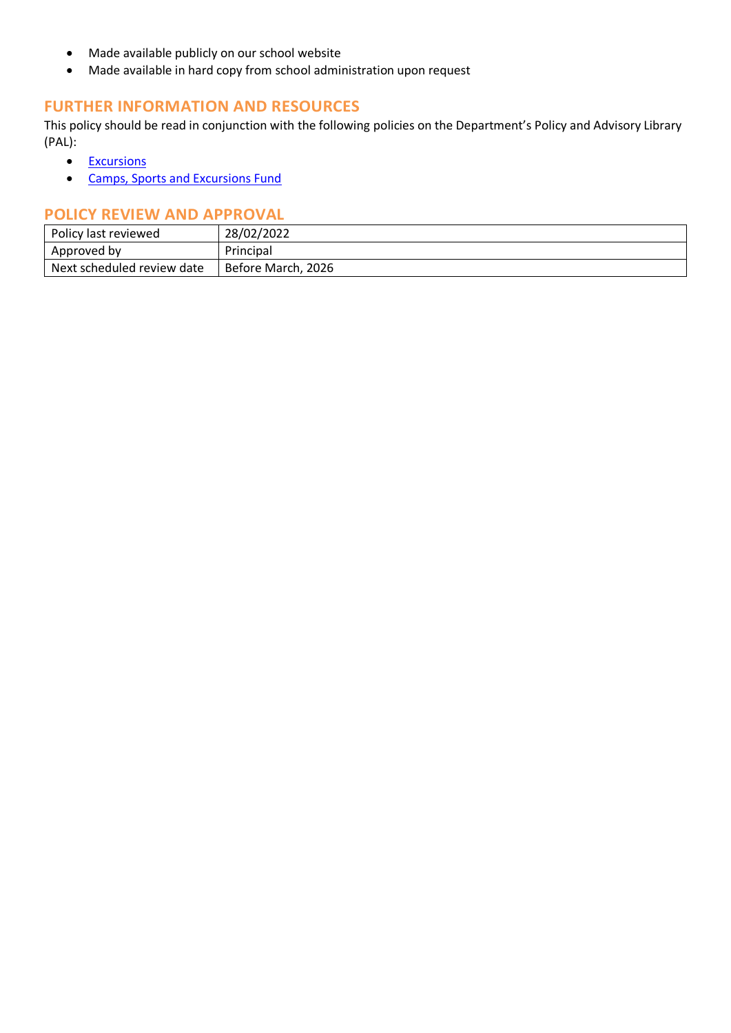- Made available publicly on our school website
- Made available in hard copy from school administration upon request

## FURTHER INFORMATION AND RESOURCES

This policy should be read in conjunction with the following policies on the Department's Policy and Advisory Library (PAL):

- Excursions
- Camps, Sports and Excursions Fund

## POLICY REVIEW AND APPROVAL

| | |
|---|---|
| Policy last reviewed | 28/02/2022 |
| Approved by | Principal |
| Next scheduled review date | Before March, 2026 |